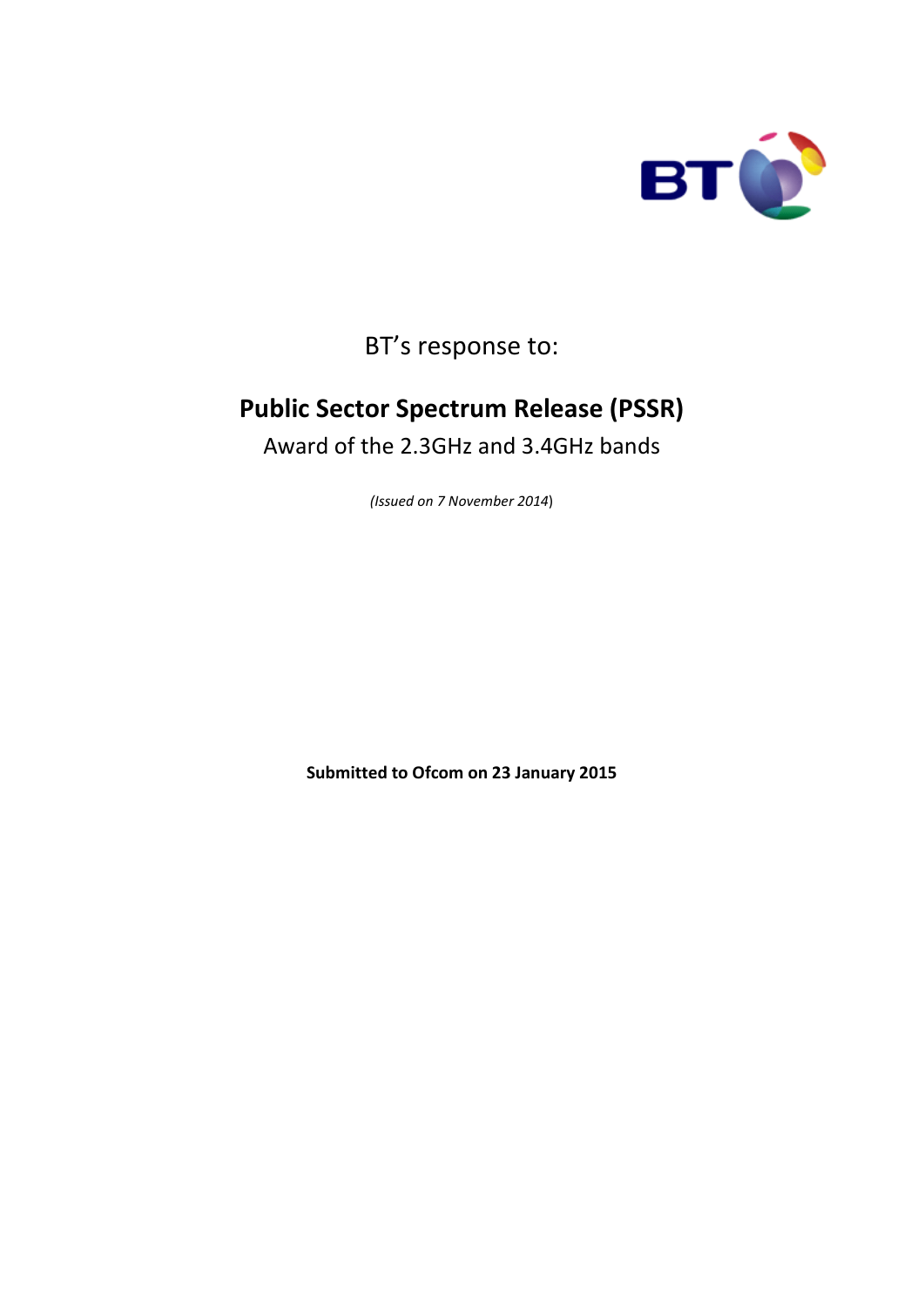BT's response to:

# Public Sector Spectrum Release (PSSR)

Award of the 2.3GHz and 3.4GHz bands

*(Issued on 7 November 2014)*

**Submitted to Ofcom on 23 January 2015**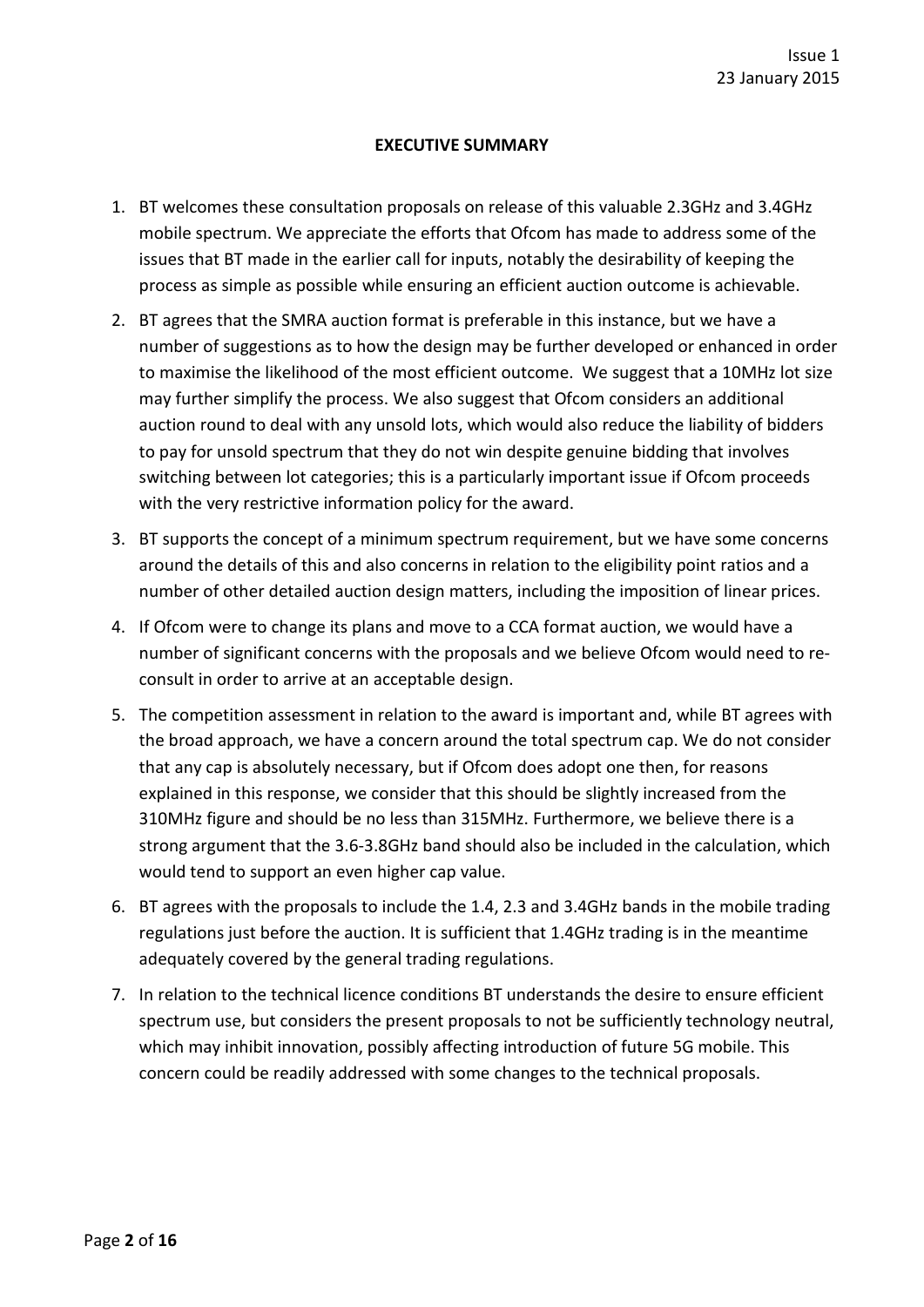## EXECUTIVE SUMMARY

1. BT welcomes these consultation proposals on release of this valuable 2.3GHz and 3.4GHz mobile spectrum. We appreciate the efforts that Ofcom has made to address some of the issues that BT made in the earlier call for inputs, notably the desirability of keeping the process as simple as possible while ensuring an efficient auction outcome is achievable.
2. BT agrees that the SMRA auction format is preferable in this instance, but we have a number of suggestions as to how the design may be further developed or enhanced in order to maximise the likelihood of the most efficient outcome. We suggest that a 10MHz lot size may further simplify the process. We also suggest that Ofcom considers an additional auction round to deal with any unsold lots, which would also reduce the liability of bidders to pay for unsold spectrum that they do not win despite genuine bidding that involves switching between lot categories; this is a particularly important issue if Ofcom proceeds with the very restrictive information policy for the award.
3. BT supports the concept of a minimum spectrum requirement, but we have some concerns around the details of this and also concerns in relation to the eligibility point ratios and a number of other detailed auction design matters, including the imposition of linear prices.
4. If Ofcom were to change its plans and move to a CCA format auction, we would have a number of significant concerns with the proposals and we believe Ofcom would need to re-consult in order to arrive at an acceptable design.
5. The competition assessment in relation to the award is important and, while BT agrees with the broad approach, we have a concern around the total spectrum cap. We do not consider that any cap is absolutely necessary, but if Ofcom does adopt one then, for reasons explained in this response, we consider that this should be slightly increased from the 310MHz figure and should be no less than 315MHz. Furthermore, we believe there is a strong argument that the 3.6-3.8GHz band should also be included in the calculation, which would tend to support an even higher cap value.
6. BT agrees with the proposals to include the 1.4, 2.3 and 3.4GHz bands in the mobile trading regulations just before the auction. It is sufficient that 1.4GHz trading is in the meantime adequately covered by the general trading regulations.
7. In relation to the technical licence conditions BT understands the desire to ensure efficient spectrum use, but considers the present proposals to not be sufficiently technology neutral, which may inhibit innovation, possibly affecting introduction of future 5G mobile. This concern could be readily addressed with some changes to the technical proposals.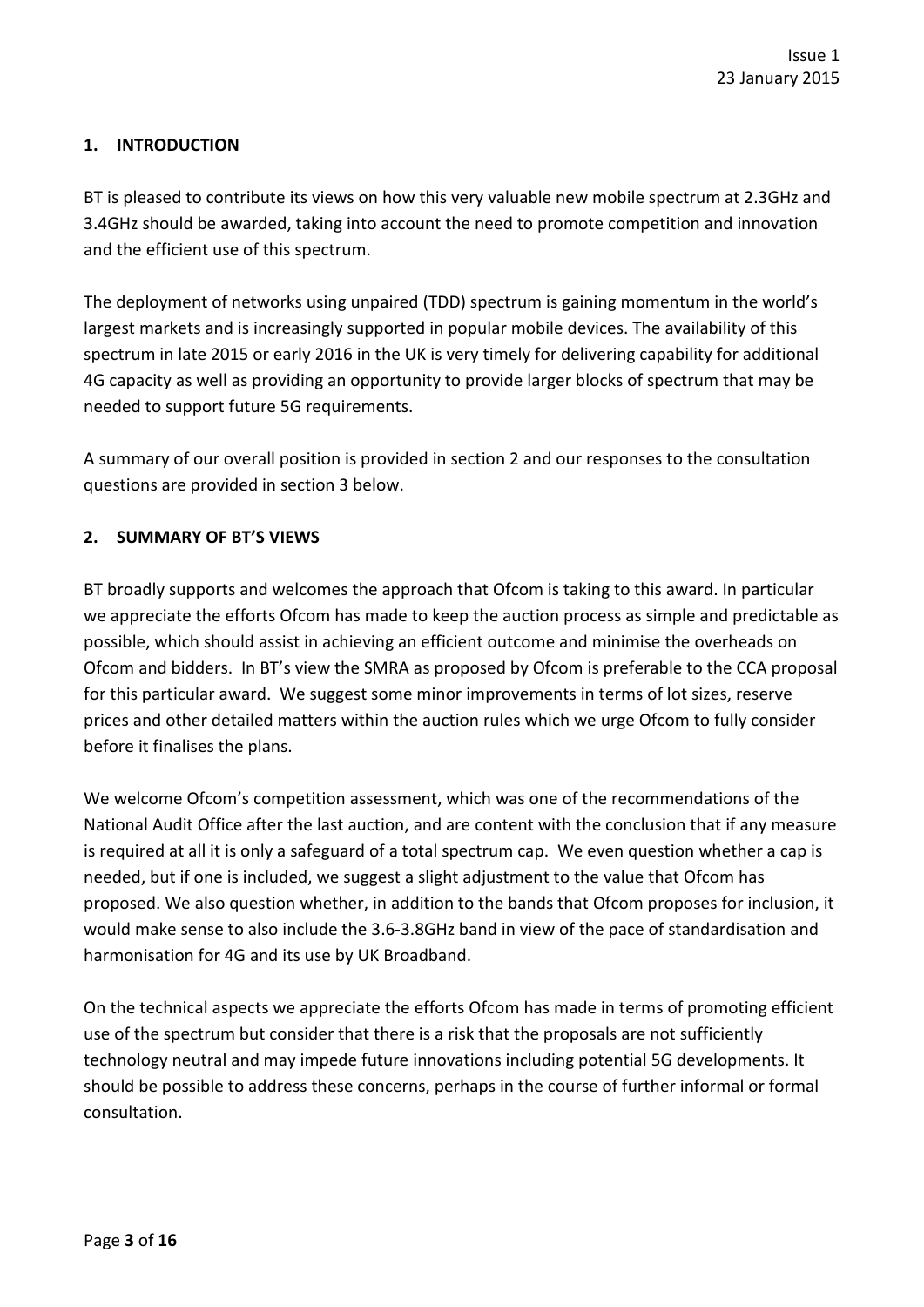## 1. INTRODUCTION

BT is pleased to contribute its views on how this very valuable new mobile spectrum at 2.3GHz and 3.4GHz should be awarded, taking into account the need to promote competition and innovation and the efficient use of this spectrum.

The deployment of networks using unpaired (TDD) spectrum is gaining momentum in the world's largest markets and is increasingly supported in popular mobile devices. The availability of this spectrum in late 2015 or early 2016 in the UK is very timely for delivering capability for additional 4G capacity as well as providing an opportunity to provide larger blocks of spectrum that may be needed to support future 5G requirements.

A summary of our overall position is provided in section 2 and our responses to the consultation questions are provided in section 3 below.

## 2. SUMMARY OF BT'S VIEWS

BT broadly supports and welcomes the approach that Ofcom is taking to this award. In particular we appreciate the efforts Ofcom has made to keep the auction process as simple and predictable as possible, which should assist in achieving an efficient outcome and minimise the overheads on Ofcom and bidders. In BT's view the SMRA as proposed by Ofcom is preferable to the CCA proposal for this particular award. We suggest some minor improvements in terms of lot sizes, reserve prices and other detailed matters within the auction rules which we urge Ofcom to fully consider before it finalises the plans.

We welcome Ofcom's competition assessment, which was one of the recommendations of the National Audit Office after the last auction, and are content with the conclusion that if any measure is required at all it is only a safeguard of a total spectrum cap. We even question whether a cap is needed, but if one is included, we suggest a slight adjustment to the value that Ofcom has proposed. We also question whether, in addition to the bands that Ofcom proposes for inclusion, it would make sense to also include the 3.6-3.8GHz band in view of the pace of standardisation and harmonisation for 4G and its use by UK Broadband.

On the technical aspects we appreciate the efforts Ofcom has made in terms of promoting efficient use of the spectrum but consider that there is a risk that the proposals are not sufficiently technology neutral and may impede future innovations including potential 5G developments. It should be possible to address these concerns, perhaps in the course of further informal or formal consultation.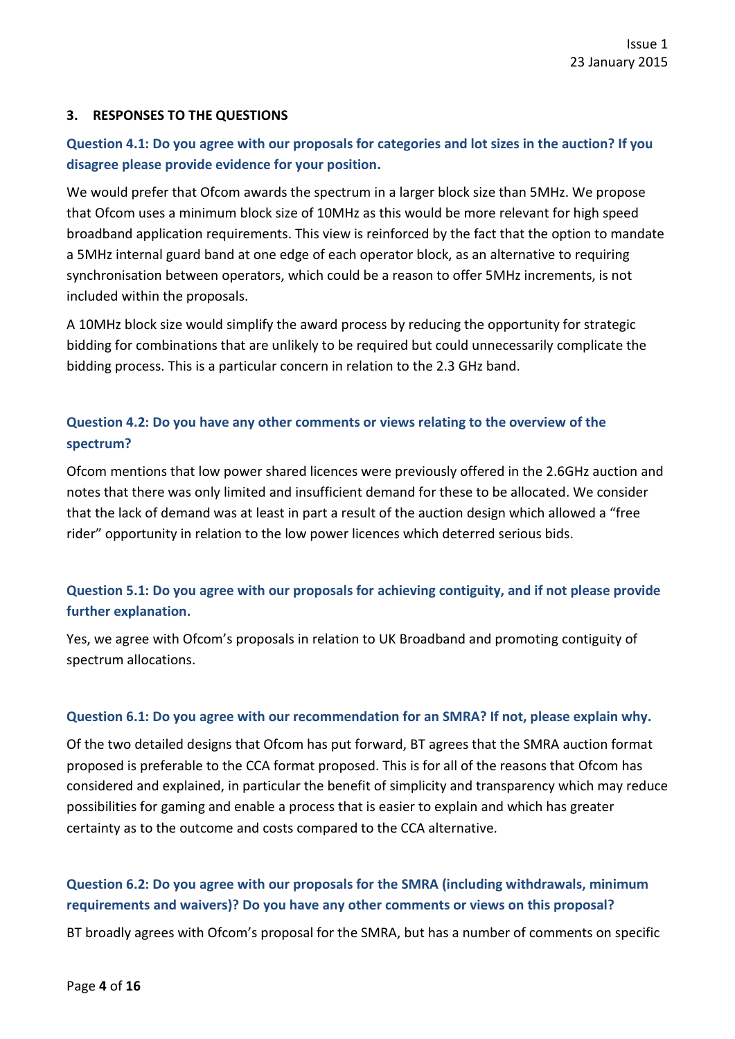## 3. RESPONSES TO THE QUESTIONS

### Question 4.1: Do you agree with our proposals for categories and lot sizes in the auction? If you disagree please provide evidence for your position.

We would prefer that Ofcom awards the spectrum in a larger block size than 5MHz. We propose that Ofcom uses a minimum block size of 10MHz as this would be more relevant for high speed broadband application requirements. This view is reinforced by the fact that the option to mandate a 5MHz internal guard band at one edge of each operator block, as an alternative to requiring synchronisation between operators, which could be a reason to offer 5MHz increments, is not included within the proposals.

A 10MHz block size would simplify the award process by reducing the opportunity for strategic bidding for combinations that are unlikely to be required but could unnecessarily complicate the bidding process. This is a particular concern in relation to the 2.3 GHz band.

### Question 4.2: Do you have any other comments or views relating to the overview of the spectrum?

Ofcom mentions that low power shared licences were previously offered in the 2.6GHz auction and notes that there was only limited and insufficient demand for these to be allocated. We consider that the lack of demand was at least in part a result of the auction design which allowed a "free rider" opportunity in relation to the low power licences which deterred serious bids.

### Question 5.1: Do you agree with our proposals for achieving contiguity, and if not please provide further explanation.

Yes, we agree with Ofcom's proposals in relation to UK Broadband and promoting contiguity of spectrum allocations.

### Question 6.1: Do you agree with our recommendation for an SMRA? If not, please explain why.

Of the two detailed designs that Ofcom has put forward, BT agrees that the SMRA auction format proposed is preferable to the CCA format proposed. This is for all of the reasons that Ofcom has considered and explained, in particular the benefit of simplicity and transparency which may reduce possibilities for gaming and enable a process that is easier to explain and which has greater certainty as to the outcome and costs compared to the CCA alternative.

### Question 6.2: Do you agree with our proposals for the SMRA (including withdrawals, minimum requirements and waivers)? Do you have any other comments or views on this proposal?

BT broadly agrees with Ofcom's proposal for the SMRA, but has a number of comments on specific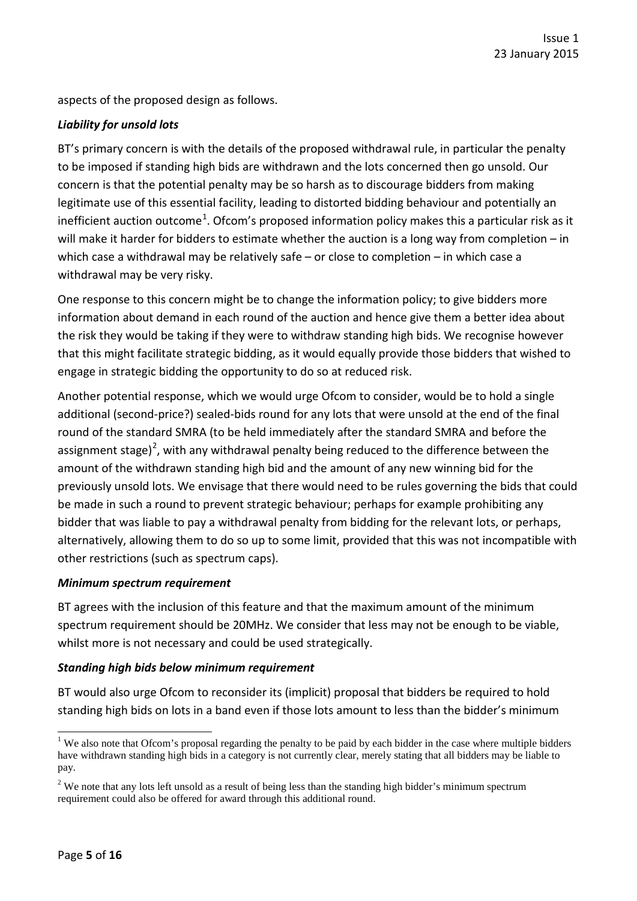aspects of the proposed design as follows.

***Liability for unsold lots***

BT's primary concern is with the details of the proposed withdrawal rule, in particular the penalty to be imposed if standing high bids are withdrawn and the lots concerned then go unsold. Our concern is that the potential penalty may be so harsh as to discourage bidders from making legitimate use of this essential facility, leading to distorted bidding behaviour and potentially an inefficient auction outcome[1]. Ofcom's proposed information policy makes this a particular risk as it will make it harder for bidders to estimate whether the auction is a long way from completion – in which case a withdrawal may be relatively safe – or close to completion – in which case a withdrawal may be very risky.

One response to this concern might be to change the information policy; to give bidders more information about demand in each round of the auction and hence give them a better idea about the risk they would be taking if they were to withdraw standing high bids. We recognise however that this might facilitate strategic bidding, as it would equally provide those bidders that wished to engage in strategic bidding the opportunity to do so at reduced risk.

Another potential response, which we would urge Ofcom to consider, would be to hold a single additional (second-price?) sealed-bids round for any lots that were unsold at the end of the final round of the standard SMRA (to be held immediately after the standard SMRA and before the assignment stage)[2], with any withdrawal penalty being reduced to the difference between the amount of the withdrawn standing high bid and the amount of any new winning bid for the previously unsold lots. We envisage that there would need to be rules governing the bids that could be made in such a round to prevent strategic behaviour; perhaps for example prohibiting any bidder that was liable to pay a withdrawal penalty from bidding for the relevant lots, or perhaps, alternatively, allowing them to do so up to some limit, provided that this was not incompatible with other restrictions (such as spectrum caps).

***Minimum spectrum requirement***

BT agrees with the inclusion of this feature and that the maximum amount of the minimum spectrum requirement should be 20MHz. We consider that less may not be enough to be viable, whilst more is not necessary and could be used strategically.

***Standing high bids below minimum requirement***

BT would also urge Ofcom to reconsider its (implicit) proposal that bidders be required to hold standing high bids on lots in a band even if those lots amount to less than the bidder's minimum

---

[1] We also note that Ofcom's proposal regarding the penalty to be paid by each bidder in the case where multiple bidders have withdrawn standing high bids in a category is not currently clear, merely stating that all bidders may be liable to pay.

[2] We note that any lots left unsold as a result of being less than the standing high bidder's minimum spectrum requirement could also be offered for award through this additional round.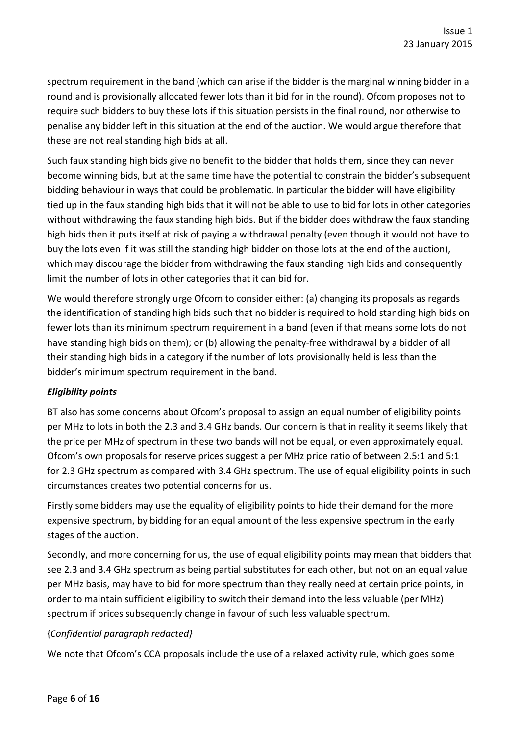spectrum requirement in the band (which can arise if the bidder is the marginal winning bidder in a round and is provisionally allocated fewer lots than it bid for in the round). Ofcom proposes not to require such bidders to buy these lots if this situation persists in the final round, nor otherwise to penalise any bidder left in this situation at the end of the auction. We would argue therefore that these are not real standing high bids at all.

Such faux standing high bids give no benefit to the bidder that holds them, since they can never become winning bids, but at the same time have the potential to constrain the bidder's subsequent bidding behaviour in ways that could be problematic. In particular the bidder will have eligibility tied up in the faux standing high bids that it will not be able to use to bid for lots in other categories without withdrawing the faux standing high bids. But if the bidder does withdraw the faux standing high bids then it puts itself at risk of paying a withdrawal penalty (even though it would not have to buy the lots even if it was still the standing high bidder on those lots at the end of the auction), which may discourage the bidder from withdrawing the faux standing high bids and consequently limit the number of lots in other categories that it can bid for.

We would therefore strongly urge Ofcom to consider either: (a) changing its proposals as regards the identification of standing high bids such that no bidder is required to hold standing high bids on fewer lots than its minimum spectrum requirement in a band (even if that means some lots do not have standing high bids on them); or (b) allowing the penalty-free withdrawal by a bidder of all their standing high bids in a category if the number of lots provisionally held is less than the bidder's minimum spectrum requirement in the band.

***Eligibility points***

BT also has some concerns about Ofcom's proposal to assign an equal number of eligibility points per MHz to lots in both the 2.3 and 3.4 GHz bands. Our concern is that in reality it seems likely that the price per MHz of spectrum in these two bands will not be equal, or even approximately equal. Ofcom's own proposals for reserve prices suggest a per MHz price ratio of between 2.5:1 and 5:1 for 2.3 GHz spectrum as compared with 3.4 GHz spectrum. The use of equal eligibility points in such circumstances creates two potential concerns for us.

Firstly some bidders may use the equality of eligibility points to hide their demand for the more expensive spectrum, by bidding for an equal amount of the less expensive spectrum in the early stages of the auction.

Secondly, and more concerning for us, the use of equal eligibility points may mean that bidders that see 2.3 and 3.4 GHz spectrum as being partial substitutes for each other, but not on an equal value per MHz basis, may have to bid for more spectrum than they really need at certain price points, in order to maintain sufficient eligibility to switch their demand into the less valuable (per MHz) spectrum if prices subsequently change in favour of such less valuable spectrum.

{*Confidential paragraph redacted}*

We note that Ofcom's CCA proposals include the use of a relaxed activity rule, which goes some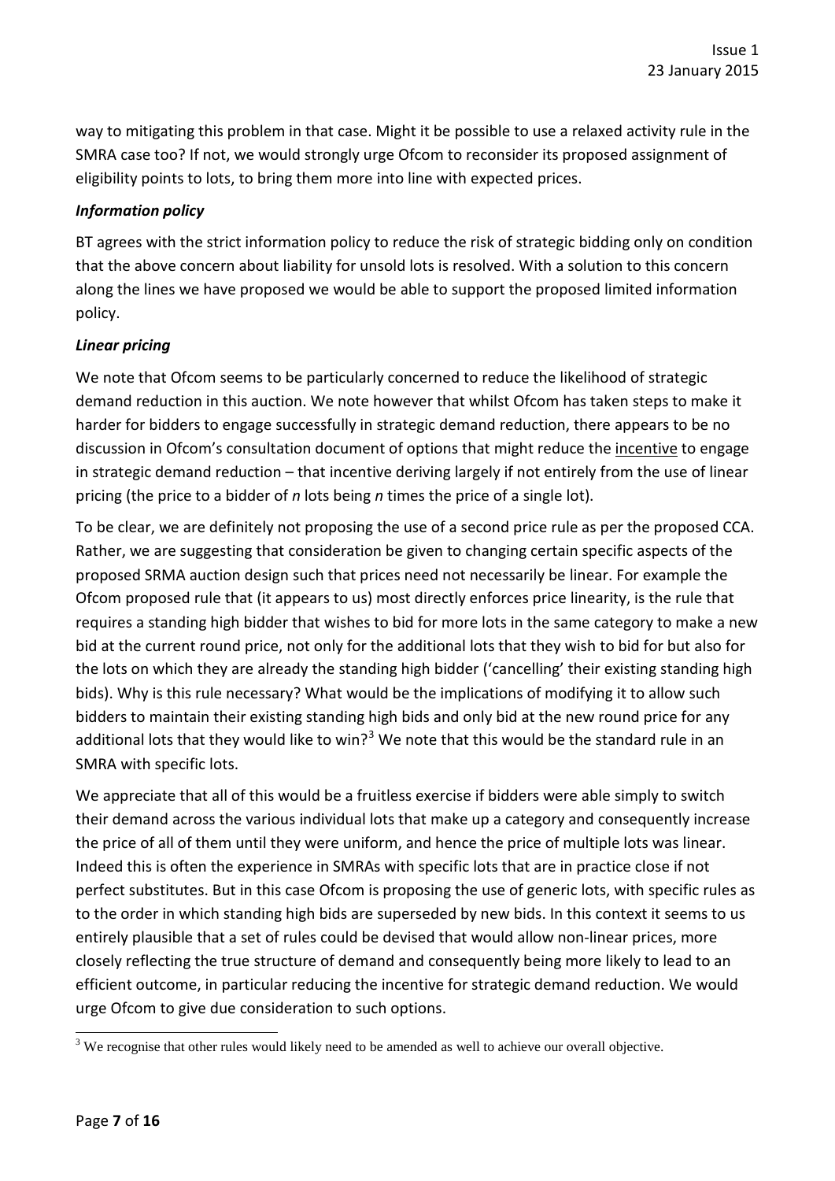way to mitigating this problem in that case. Might it be possible to use a relaxed activity rule in the SMRA case too? If not, we would strongly urge Ofcom to reconsider its proposed assignment of eligibility points to lots, to bring them more into line with expected prices.

### *Information policy*

BT agrees with the strict information policy to reduce the risk of strategic bidding only on condition that the above concern about liability for unsold lots is resolved. With a solution to this concern along the lines we have proposed we would be able to support the proposed limited information policy.

### *Linear pricing*

We note that Ofcom seems to be particularly concerned to reduce the likelihood of strategic demand reduction in this auction. We note however that whilst Ofcom has taken steps to make it harder for bidders to engage successfully in strategic demand reduction, there appears to be no discussion in Ofcom's consultation document of options that might reduce the <u>incentive</u> to engage in strategic demand reduction – that incentive deriving largely if not entirely from the use of linear pricing (the price to a bidder of *n* lots being *n* times the price of a single lot).

To be clear, we are definitely not proposing the use of a second price rule as per the proposed CCA. Rather, we are suggesting that consideration be given to changing certain specific aspects of the proposed SRMA auction design such that prices need not necessarily be linear. For example the Ofcom proposed rule that (it appears to us) most directly enforces price linearity, is the rule that requires a standing high bidder that wishes to bid for more lots in the same category to make a new bid at the current round price, not only for the additional lots that they wish to bid for but also for the lots on which they are already the standing high bidder ('cancelling' their existing standing high bids). Why is this rule necessary? What would be the implications of modifying it to allow such bidders to maintain their existing standing high bids and only bid at the new round price for any additional lots that they would like to win?[3] We note that this would be the standard rule in an SMRA with specific lots.

We appreciate that all of this would be a fruitless exercise if bidders were able simply to switch their demand across the various individual lots that make up a category and consequently increase the price of all of them until they were uniform, and hence the price of multiple lots was linear. Indeed this is often the experience in SMRAs with specific lots that are in practice close if not perfect substitutes. But in this case Ofcom is proposing the use of generic lots, with specific rules as to the order in which standing high bids are superseded by new bids. In this context it seems to us entirely plausible that a set of rules could be devised that would allow non-linear prices, more closely reflecting the true structure of demand and consequently being more likely to lead to an efficient outcome, in particular reducing the incentive for strategic demand reduction. We would urge Ofcom to give due consideration to such options.

[3] We recognise that other rules would likely need to be amended as well to achieve our overall objective.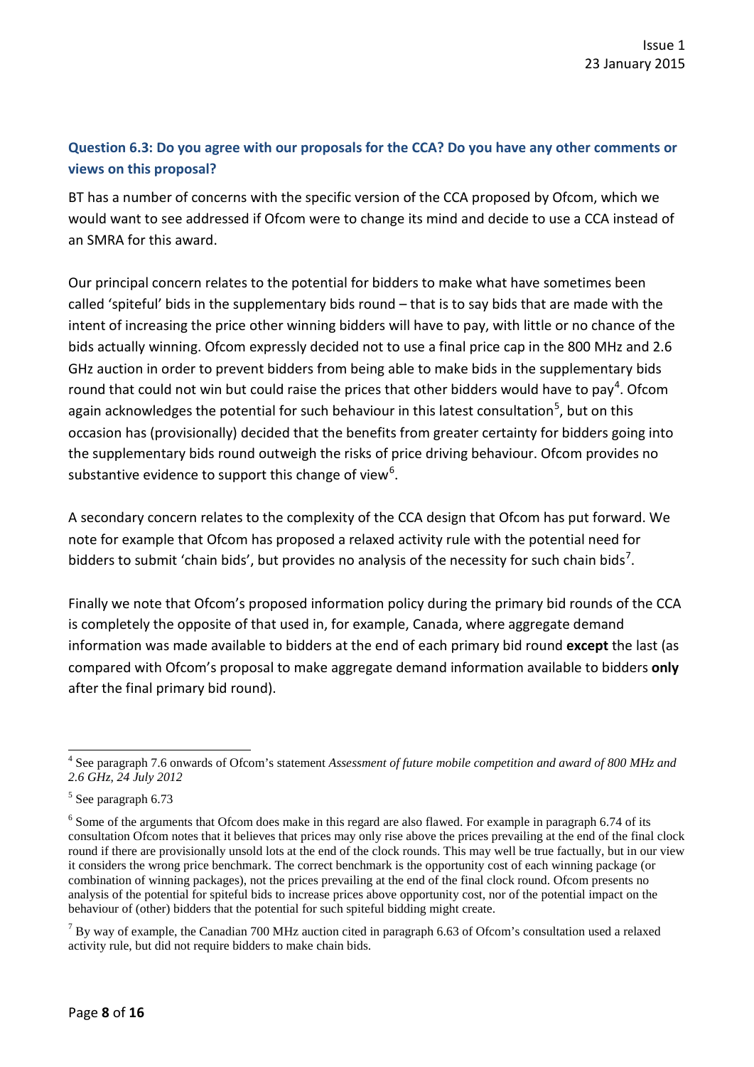### Question 6.3: Do you agree with our proposals for the CCA? Do you have any other comments or views on this proposal?

BT has a number of concerns with the specific version of the CCA proposed by Ofcom, which we would want to see addressed if Ofcom were to change its mind and decide to use a CCA instead of an SMRA for this award.

Our principal concern relates to the potential for bidders to make what have sometimes been called 'spiteful' bids in the supplementary bids round – that is to say bids that are made with the intent of increasing the price other winning bidders will have to pay, with little or no chance of the bids actually winning. Ofcom expressly decided not to use a final price cap in the 800 MHz and 2.6 GHz auction in order to prevent bidders from being able to make bids in the supplementary bids round that could not win but could raise the prices that other bidders would have to pay[4]. Ofcom again acknowledges the potential for such behaviour in this latest consultation[5], but on this occasion has (provisionally) decided that the benefits from greater certainty for bidders going into the supplementary bids round outweigh the risks of price driving behaviour. Ofcom provides no substantive evidence to support this change of view[6].

A secondary concern relates to the complexity of the CCA design that Ofcom has put forward. We note for example that Ofcom has proposed a relaxed activity rule with the potential need for bidders to submit 'chain bids', but provides no analysis of the necessity for such chain bids[7].

Finally we note that Ofcom's proposed information policy during the primary bid rounds of the CCA is completely the opposite of that used in, for example, Canada, where aggregate demand information was made available to bidders at the end of each primary bid round **except** the last (as compared with Ofcom's proposal to make aggregate demand information available to bidders **only** after the final primary bid round).

---

[4] See paragraph 7.6 onwards of Ofcom's statement *Assessment of future mobile competition and award of 800 MHz and 2.6 GHz, 24 July 2012*

[5] See paragraph 6.73

[6] Some of the arguments that Ofcom does make in this regard are also flawed. For example in paragraph 6.74 of its consultation Ofcom notes that it believes that prices may only rise above the prices prevailing at the end of the final clock round if there are provisionally unsold lots at the end of the clock rounds. This may well be true factually, but in our view it considers the wrong price benchmark. The correct benchmark is the opportunity cost of each winning package (or combination of winning packages), not the prices prevailing at the end of the final clock round. Ofcom presents no analysis of the potential for spiteful bids to increase prices above opportunity cost, nor of the potential impact on the behaviour of (other) bidders that the potential for such spiteful bidding might create.

[7] By way of example, the Canadian 700 MHz auction cited in paragraph 6.63 of Ofcom's consultation used a relaxed activity rule, but did not require bidders to make chain bids.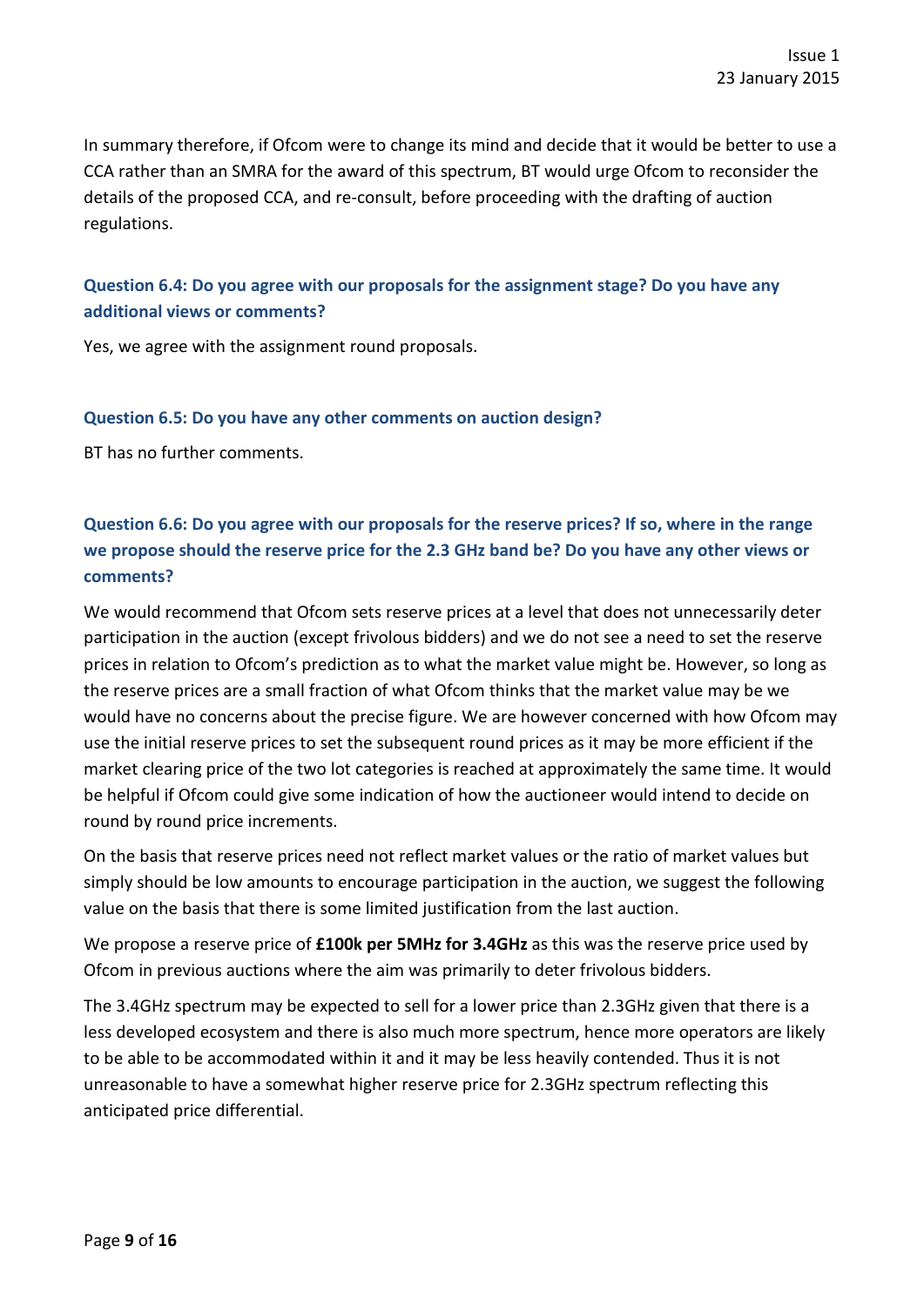In summary therefore, if Ofcom were to change its mind and decide that it would be better to use a CCA rather than an SMRA for the award of this spectrum, BT would urge Ofcom to reconsider the details of the proposed CCA, and re-consult, before proceeding with the drafting of auction regulations.

### Question 6.4: Do you agree with our proposals for the assignment stage? Do you have any additional views or comments?

Yes, we agree with the assignment round proposals.

### Question 6.5: Do you have any other comments on auction design?

BT has no further comments.

### Question 6.6: Do you agree with our proposals for the reserve prices? If so, where in the range we propose should the reserve price for the 2.3 GHz band be? Do you have any other views or comments?

We would recommend that Ofcom sets reserve prices at a level that does not unnecessarily deter participation in the auction (except frivolous bidders) and we do not see a need to set the reserve prices in relation to Ofcom's prediction as to what the market value might be. However, so long as the reserve prices are a small fraction of what Ofcom thinks that the market value may be we would have no concerns about the precise figure. We are however concerned with how Ofcom may use the initial reserve prices to set the subsequent round prices as it may be more efficient if the market clearing price of the two lot categories is reached at approximately the same time. It would be helpful if Ofcom could give some indication of how the auctioneer would intend to decide on round by round price increments.

On the basis that reserve prices need not reflect market values or the ratio of market values but simply should be low amounts to encourage participation in the auction, we suggest the following value on the basis that there is some limited justification from the last auction.

We propose a reserve price of **£100k per 5MHz for 3.4GHz** as this was the reserve price used by Ofcom in previous auctions where the aim was primarily to deter frivolous bidders.

The 3.4GHz spectrum may be expected to sell for a lower price than 2.3GHz given that there is a less developed ecosystem and there is also much more spectrum, hence more operators are likely to be able to be accommodated within it and it may be less heavily contended. Thus it is not unreasonable to have a somewhat higher reserve price for 2.3GHz spectrum reflecting this anticipated price differential.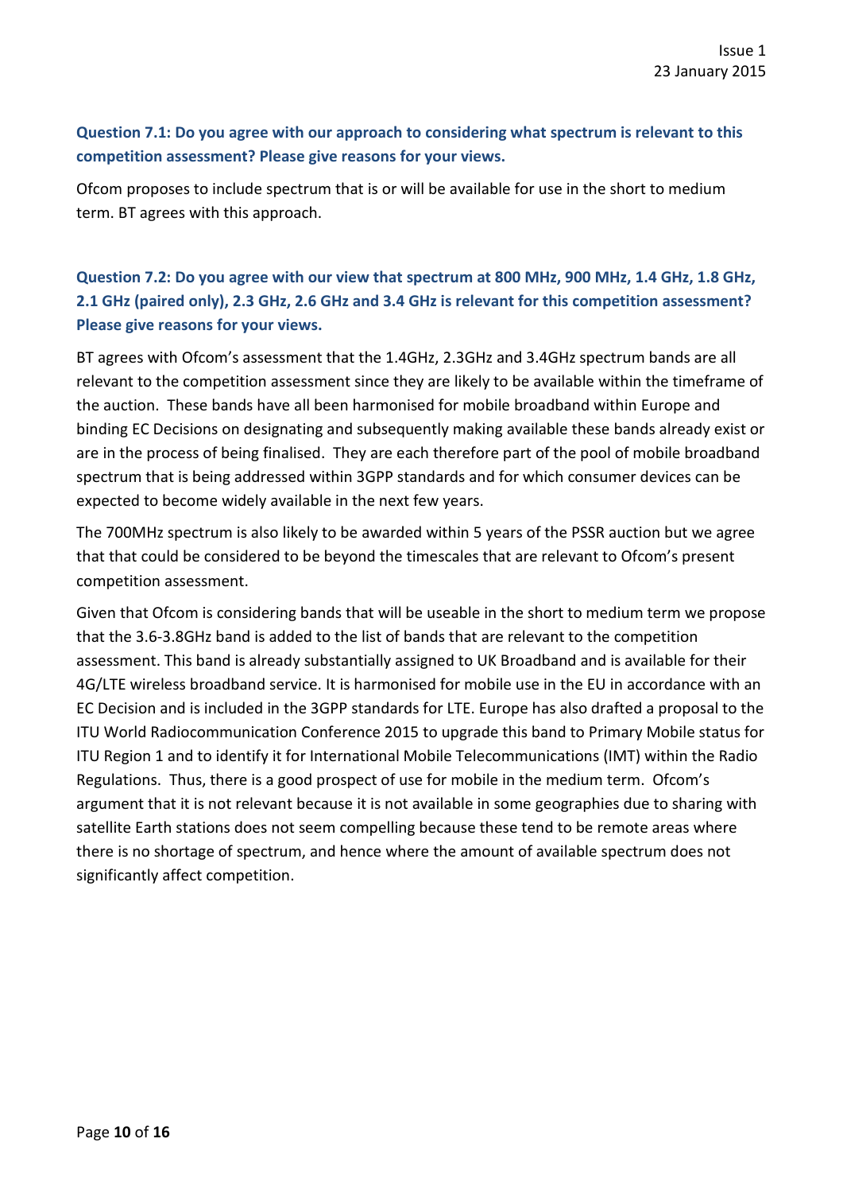**Question 7.1: Do you agree with our approach to considering what spectrum is relevant to this competition assessment? Please give reasons for your views.**

Ofcom proposes to include spectrum that is or will be available for use in the short to medium term. BT agrees with this approach.

**Question 7.2: Do you agree with our view that spectrum at 800 MHz, 900 MHz, 1.4 GHz, 1.8 GHz, 2.1 GHz (paired only), 2.3 GHz, 2.6 GHz and 3.4 GHz is relevant for this competition assessment? Please give reasons for your views.**

BT agrees with Ofcom's assessment that the 1.4GHz, 2.3GHz and 3.4GHz spectrum bands are all relevant to the competition assessment since they are likely to be available within the timeframe of the auction. These bands have all been harmonised for mobile broadband within Europe and binding EC Decisions on designating and subsequently making available these bands already exist or are in the process of being finalised. They are each therefore part of the pool of mobile broadband spectrum that is being addressed within 3GPP standards and for which consumer devices can be expected to become widely available in the next few years.

The 700MHz spectrum is also likely to be awarded within 5 years of the PSSR auction but we agree that that could be considered to be beyond the timescales that are relevant to Ofcom's present competition assessment.

Given that Ofcom is considering bands that will be useable in the short to medium term we propose that the 3.6-3.8GHz band is added to the list of bands that are relevant to the competition assessment. This band is already substantially assigned to UK Broadband and is available for their 4G/LTE wireless broadband service. It is harmonised for mobile use in the EU in accordance with an EC Decision and is included in the 3GPP standards for LTE. Europe has also drafted a proposal to the ITU World Radiocommunication Conference 2015 to upgrade this band to Primary Mobile status for ITU Region 1 and to identify it for International Mobile Telecommunications (IMT) within the Radio Regulations. Thus, there is a good prospect of use for mobile in the medium term. Ofcom's argument that it is not relevant because it is not available in some geographies due to sharing with satellite Earth stations does not seem compelling because these tend to be remote areas where there is no shortage of spectrum, and hence where the amount of available spectrum does not significantly affect competition.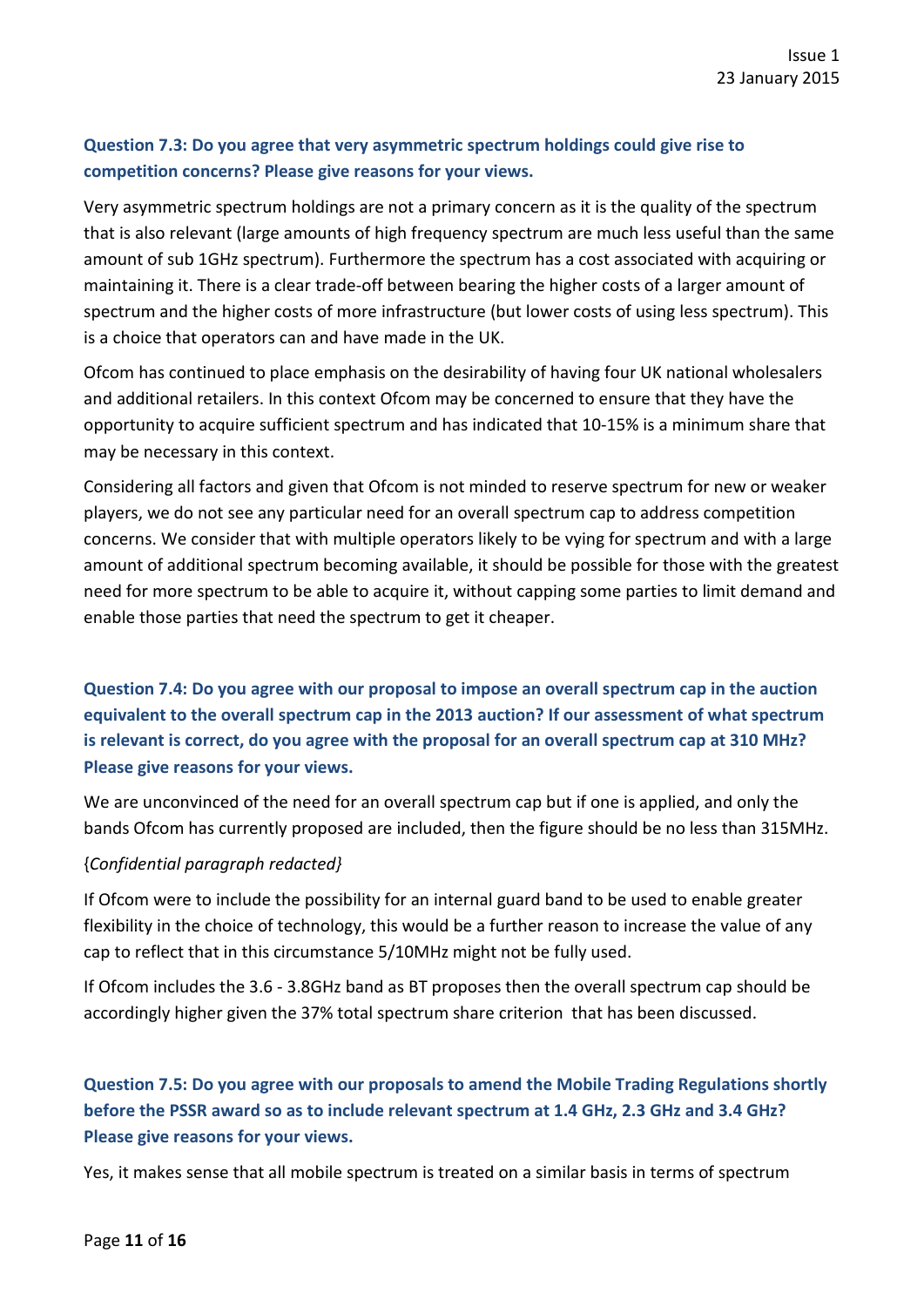**Question 7.3: Do you agree that very asymmetric spectrum holdings could give rise to competition concerns? Please give reasons for your views.**

Very asymmetric spectrum holdings are not a primary concern as it is the quality of the spectrum that is also relevant (large amounts of high frequency spectrum are much less useful than the same amount of sub 1GHz spectrum). Furthermore the spectrum has a cost associated with acquiring or maintaining it. There is a clear trade-off between bearing the higher costs of a larger amount of spectrum and the higher costs of more infrastructure (but lower costs of using less spectrum). This is a choice that operators can and have made in the UK.

Ofcom has continued to place emphasis on the desirability of having four UK national wholesalers and additional retailers. In this context Ofcom may be concerned to ensure that they have the opportunity to acquire sufficient spectrum and has indicated that 10-15% is a minimum share that may be necessary in this context.

Considering all factors and given that Ofcom is not minded to reserve spectrum for new or weaker players, we do not see any particular need for an overall spectrum cap to address competition concerns. We consider that with multiple operators likely to be vying for spectrum and with a large amount of additional spectrum becoming available, it should be possible for those with the greatest need for more spectrum to be able to acquire it, without capping some parties to limit demand and enable those parties that need the spectrum to get it cheaper.

**Question 7.4: Do you agree with our proposal to impose an overall spectrum cap in the auction equivalent to the overall spectrum cap in the 2013 auction? If our assessment of what spectrum is relevant is correct, do you agree with the proposal for an overall spectrum cap at 310 MHz? Please give reasons for your views.**

We are unconvinced of the need for an overall spectrum cap but if one is applied, and only the bands Ofcom has currently proposed are included, then the figure should be no less than 315MHz.

{*Confidential paragraph redacted*}

If Ofcom were to include the possibility for an internal guard band to be used to enable greater flexibility in the choice of technology, this would be a further reason to increase the value of any cap to reflect that in this circumstance 5/10MHz might not be fully used.

If Ofcom includes the 3.6 - 3.8GHz band as BT proposes then the overall spectrum cap should be accordingly higher given the 37% total spectrum share criterion that has been discussed.

**Question 7.5: Do you agree with our proposals to amend the Mobile Trading Regulations shortly before the PSSR award so as to include relevant spectrum at 1.4 GHz, 2.3 GHz and 3.4 GHz? Please give reasons for your views.**

Yes, it makes sense that all mobile spectrum is treated on a similar basis in terms of spectrum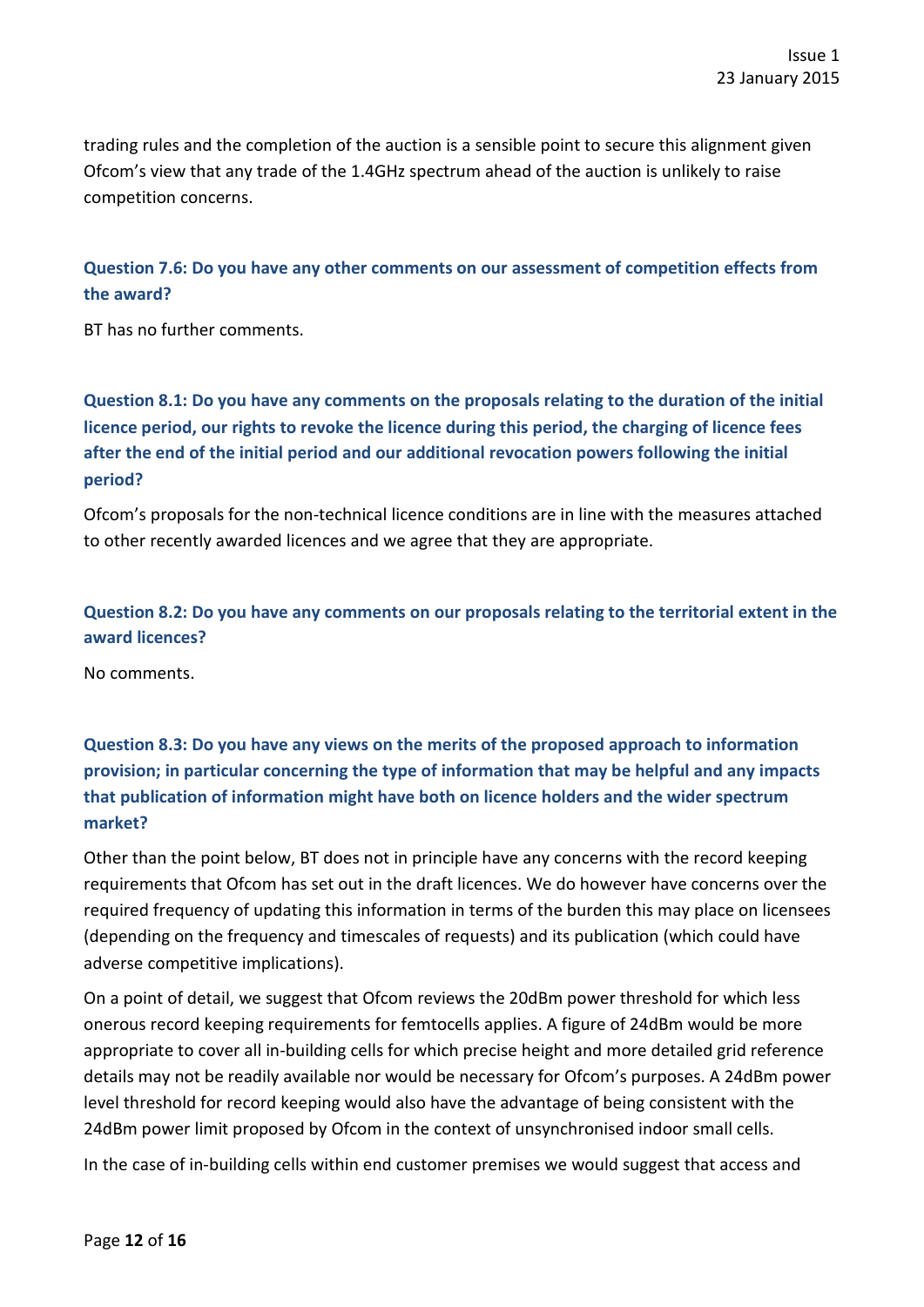trading rules and the completion of the auction is a sensible point to secure this alignment given Ofcom's view that any trade of the 1.4GHz spectrum ahead of the auction is unlikely to raise competition concerns.

**Question 7.6: Do you have any other comments on our assessment of competition effects from the award?**

BT has no further comments.

**Question 8.1: Do you have any comments on the proposals relating to the duration of the initial licence period, our rights to revoke the licence during this period, the charging of licence fees after the end of the initial period and our additional revocation powers following the initial period?**

Ofcom's proposals for the non-technical licence conditions are in line with the measures attached to other recently awarded licences and we agree that they are appropriate.

**Question 8.2: Do you have any comments on our proposals relating to the territorial extent in the award licences?**

No comments.

**Question 8.3: Do you have any views on the merits of the proposed approach to information provision; in particular concerning the type of information that may be helpful and any impacts that publication of information might have both on licence holders and the wider spectrum market?**

Other than the point below, BT does not in principle have any concerns with the record keeping requirements that Ofcom has set out in the draft licences. We do however have concerns over the required frequency of updating this information in terms of the burden this may place on licensees (depending on the frequency and timescales of requests) and its publication (which could have adverse competitive implications).

On a point of detail, we suggest that Ofcom reviews the 20dBm power threshold for which less onerous record keeping requirements for femtocells applies. A figure of 24dBm would be more appropriate to cover all in-building cells for which precise height and more detailed grid reference details may not be readily available nor would be necessary for Ofcom's purposes. A 24dBm power level threshold for record keeping would also have the advantage of being consistent with the 24dBm power limit proposed by Ofcom in the context of unsynchronised indoor small cells.

In the case of in-building cells within end customer premises we would suggest that access and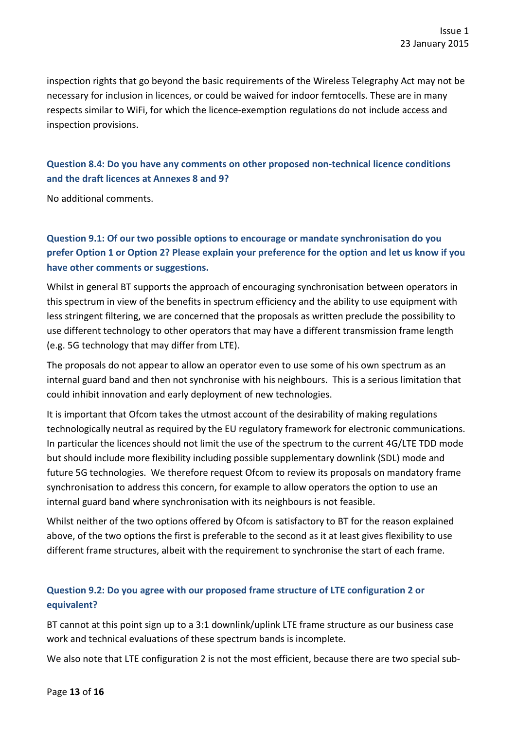inspection rights that go beyond the basic requirements of the Wireless Telegraphy Act may not be necessary for inclusion in licences, or could be waived for indoor femtocells. These are in many respects similar to WiFi, for which the licence-exemption regulations do not include access and inspection provisions.

### Question 8.4: Do you have any comments on other proposed non-technical licence conditions and the draft licences at Annexes 8 and 9?

No additional comments.

### Question 9.1: Of our two possible options to encourage or mandate synchronisation do you prefer Option 1 or Option 2? Please explain your preference for the option and let us know if you have other comments or suggestions.

Whilst in general BT supports the approach of encouraging synchronisation between operators in this spectrum in view of the benefits in spectrum efficiency and the ability to use equipment with less stringent filtering, we are concerned that the proposals as written preclude the possibility to use different technology to other operators that may have a different transmission frame length (e.g. 5G technology that may differ from LTE).

The proposals do not appear to allow an operator even to use some of his own spectrum as an internal guard band and then not synchronise with his neighbours. This is a serious limitation that could inhibit innovation and early deployment of new technologies.

It is important that Ofcom takes the utmost account of the desirability of making regulations technologically neutral as required by the EU regulatory framework for electronic communications. In particular the licences should not limit the use of the spectrum to the current 4G/LTE TDD mode but should include more flexibility including possible supplementary downlink (SDL) mode and future 5G technologies. We therefore request Ofcom to review its proposals on mandatory frame synchronisation to address this concern, for example to allow operators the option to use an internal guard band where synchronisation with its neighbours is not feasible.

Whilst neither of the two options offered by Ofcom is satisfactory to BT for the reason explained above, of the two options the first is preferable to the second as it at least gives flexibility to use different frame structures, albeit with the requirement to synchronise the start of each frame.

### Question 9.2: Do you agree with our proposed frame structure of LTE configuration 2 or equivalent?

BT cannot at this point sign up to a 3:1 downlink/uplink LTE frame structure as our business case work and technical evaluations of these spectrum bands is incomplete.

We also note that LTE configuration 2 is not the most efficient, because there are two special sub-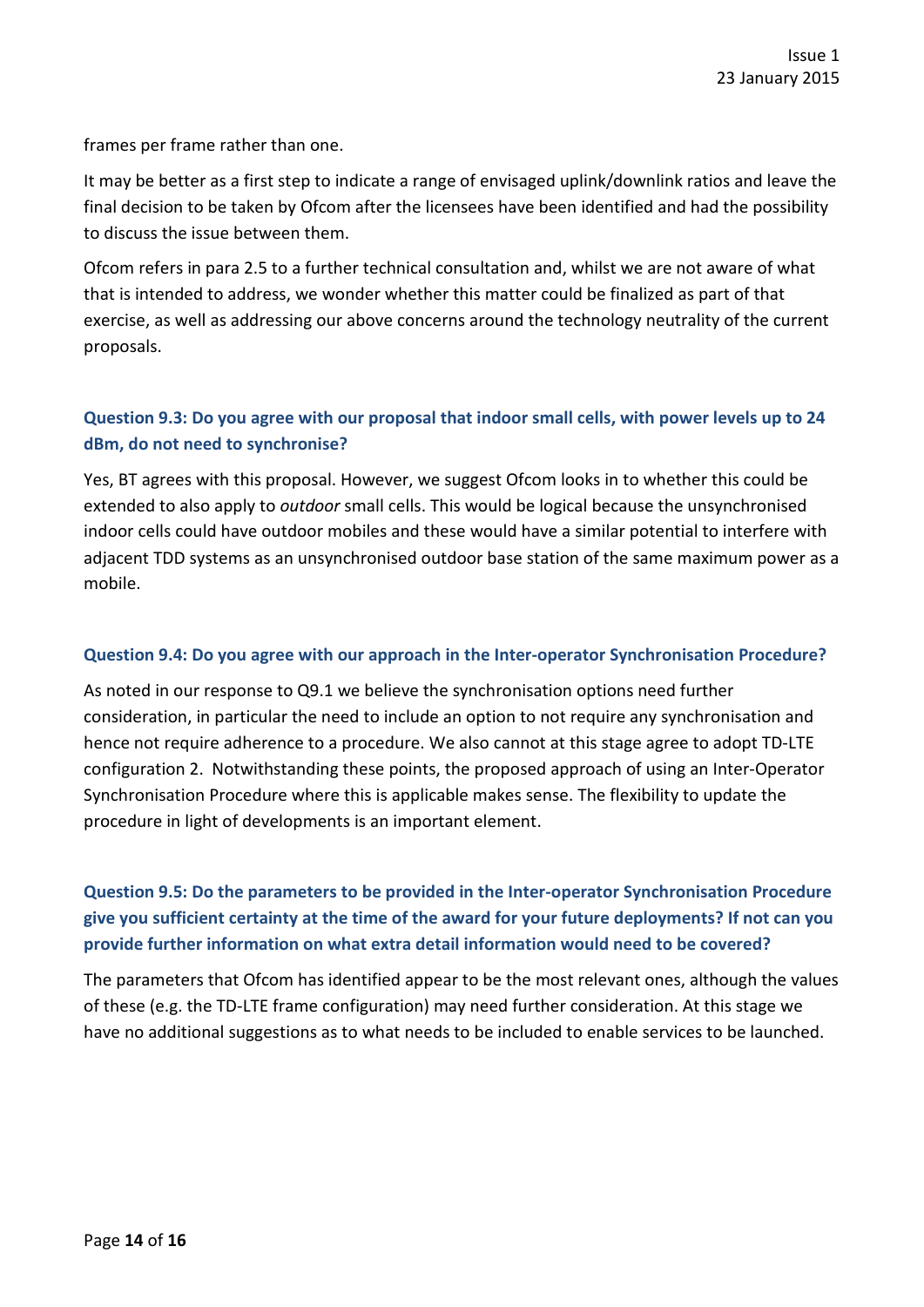frames per frame rather than one.

It may be better as a first step to indicate a range of envisaged uplink/downlink ratios and leave the final decision to be taken by Ofcom after the licensees have been identified and had the possibility to discuss the issue between them.

Ofcom refers in para 2.5 to a further technical consultation and, whilst we are not aware of what that is intended to address, we wonder whether this matter could be finalized as part of that exercise, as well as addressing our above concerns around the technology neutrality of the current proposals.

### Question 9.3: Do you agree with our proposal that indoor small cells, with power levels up to 24 dBm, do not need to synchronise?

Yes, BT agrees with this proposal. However, we suggest Ofcom looks in to whether this could be extended to also apply to *outdoor* small cells. This would be logical because the unsynchronised indoor cells could have outdoor mobiles and these would have a similar potential to interfere with adjacent TDD systems as an unsynchronised outdoor base station of the same maximum power as a mobile.

### Question 9.4: Do you agree with our approach in the Inter-operator Synchronisation Procedure?

As noted in our response to Q9.1 we believe the synchronisation options need further consideration, in particular the need to include an option to not require any synchronisation and hence not require adherence to a procedure. We also cannot at this stage agree to adopt TD-LTE configuration 2. Notwithstanding these points, the proposed approach of using an Inter-Operator Synchronisation Procedure where this is applicable makes sense. The flexibility to update the procedure in light of developments is an important element.

### Question 9.5: Do the parameters to be provided in the Inter-operator Synchronisation Procedure give you sufficient certainty at the time of the award for your future deployments? If not can you provide further information on what extra detail information would need to be covered?

The parameters that Ofcom has identified appear to be the most relevant ones, although the values of these (e.g. the TD-LTE frame configuration) may need further consideration. At this stage we have no additional suggestions as to what needs to be included to enable services to be launched.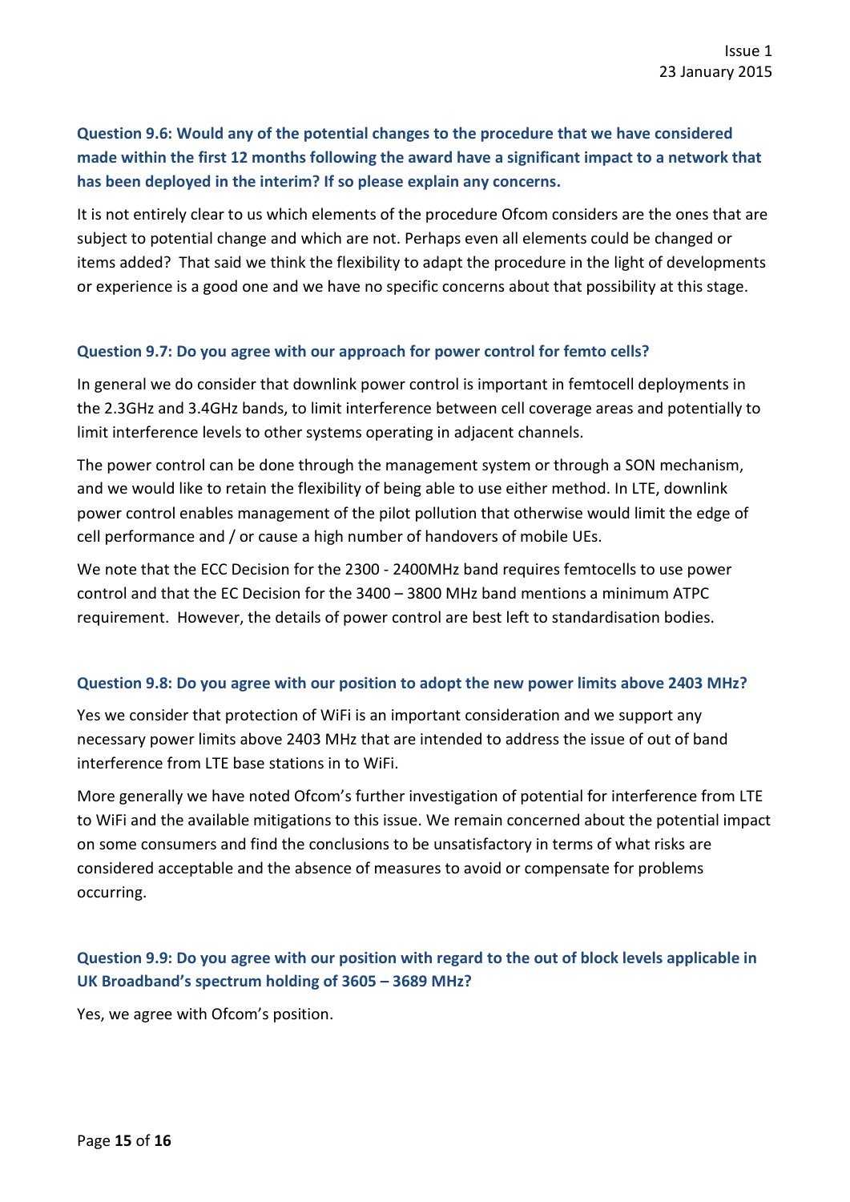### Question 9.6: Would any of the potential changes to the procedure that we have considered made within the first 12 months following the award have a significant impact to a network that has been deployed in the interim? If so please explain any concerns.

It is not entirely clear to us which elements of the procedure Ofcom considers are the ones that are subject to potential change and which are not. Perhaps even all elements could be changed or items added? That said we think the flexibility to adapt the procedure in the light of developments or experience is a good one and we have no specific concerns about that possibility at this stage.

### Question 9.7: Do you agree with our approach for power control for femto cells?

In general we do consider that downlink power control is important in femtocell deployments in the 2.3GHz and 3.4GHz bands, to limit interference between cell coverage areas and potentially to limit interference levels to other systems operating in adjacent channels.

The power control can be done through the management system or through a SON mechanism, and we would like to retain the flexibility of being able to use either method. In LTE, downlink power control enables management of the pilot pollution that otherwise would limit the edge of cell performance and / or cause a high number of handovers of mobile UEs.

We note that the ECC Decision for the 2300 - 2400MHz band requires femtocells to use power control and that the EC Decision for the 3400 – 3800 MHz band mentions a minimum ATPC requirement. However, the details of power control are best left to standardisation bodies.

### Question 9.8: Do you agree with our position to adopt the new power limits above 2403 MHz?

Yes we consider that protection of WiFi is an important consideration and we support any necessary power limits above 2403 MHz that are intended to address the issue of out of band interference from LTE base stations in to WiFi.

More generally we have noted Ofcom's further investigation of potential for interference from LTE to WiFi and the available mitigations to this issue. We remain concerned about the potential impact on some consumers and find the conclusions to be unsatisfactory in terms of what risks are considered acceptable and the absence of measures to avoid or compensate for problems occurring.

### Question 9.9: Do you agree with our position with regard to the out of block levels applicable in UK Broadband's spectrum holding of 3605 – 3689 MHz?

Yes, we agree with Ofcom's position.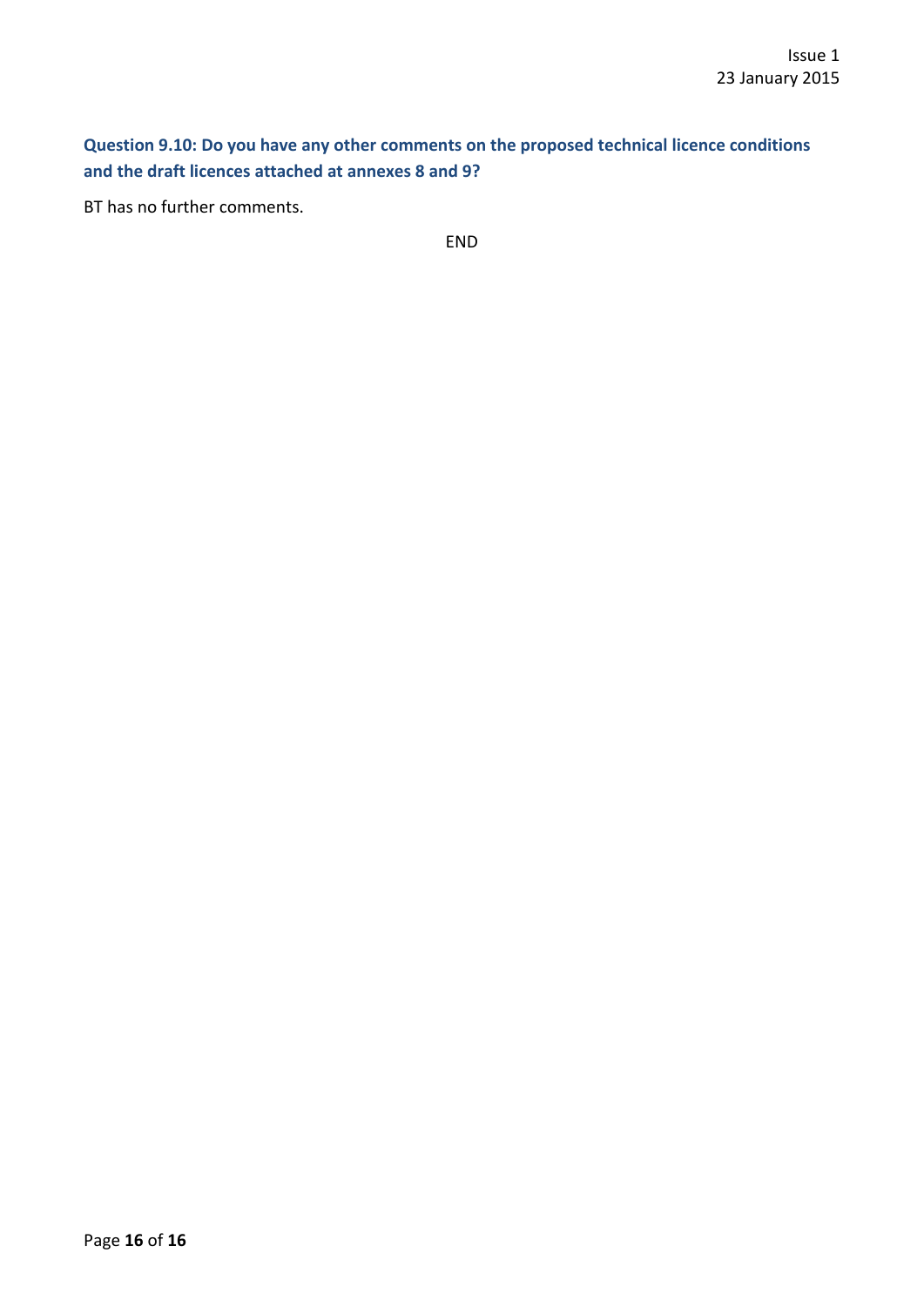**Question 9.10: Do you have any other comments on the proposed technical licence conditions and the draft licences attached at annexes 8 and 9?**

BT has no further comments.

END